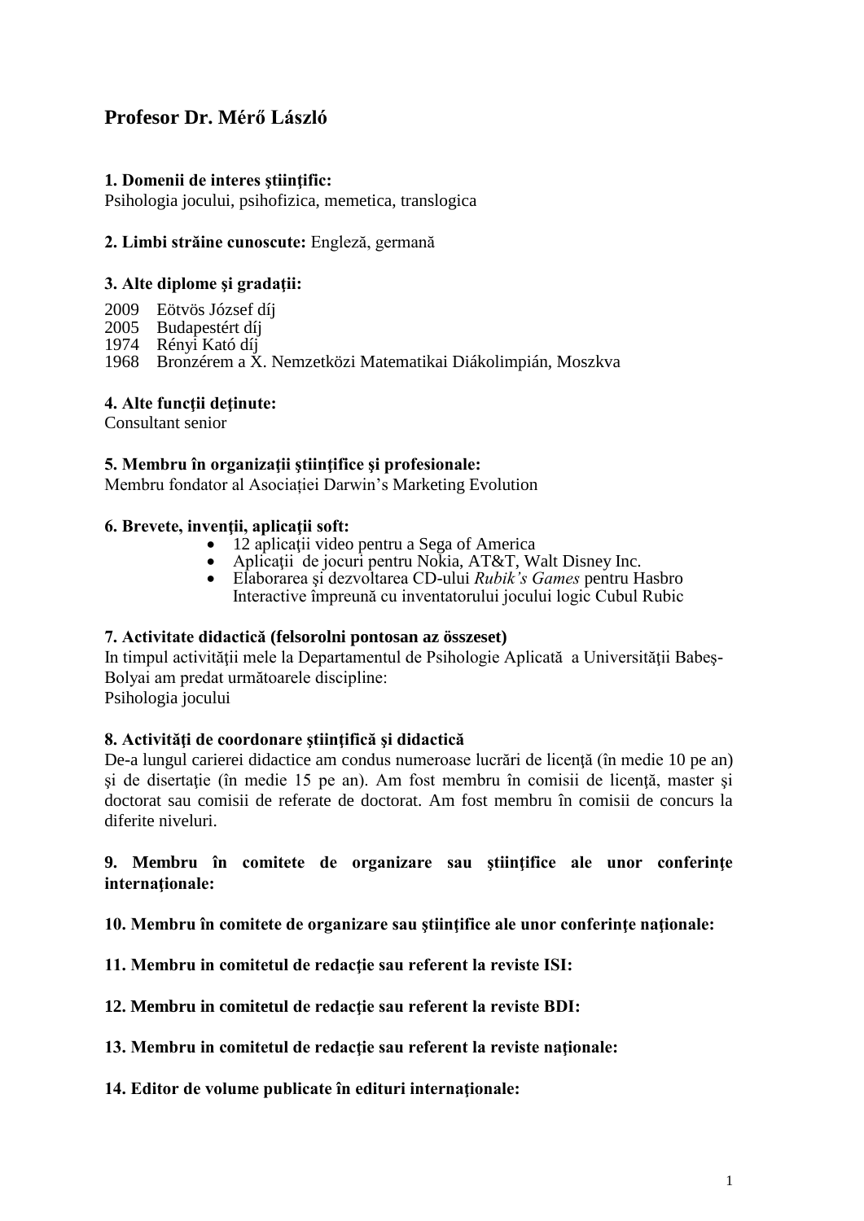# Profesor Dr. Mérő László

**1. Domenii de interes ştiinţific:**
Psihologia jocului, psihofizica, memetica, translogica

**2. Limbi străine cunoscute:** Engleză, germană

**3. Alte diplome şi gradaţii:**

2009 Eötvös József díj
2005 Budapestért díj
1974 Rényi Kató díj
1968 Bronzérem a X. Nemzetközi Matematikai Diákolimpián, Moszkva

**4. Alte funcţii deţinute:**
Consultant senior

**5. Membru în organizaţii ştiinţifice şi profesionale:**
Membru fondator al Asociației Darwin's Marketing Evolution

**6. Brevete, invenţii, aplicaţii soft:**

- 12 aplicaţii video pentru a Sega of America
- Aplicaţii de jocuri pentru Nokia, AT&T, Walt Disney Inc.
- Elaborarea şi dezvoltarea CD-ului *Rubik's Games* pentru Hasbro Interactive împreună cu inventatorului jocului logic Cubul Rubic

**7. Activitate didactică (felsorolni pontosan az összeset)**
In timpul activităţii mele la Departamentul de Psihologie Aplicată a Universităţii Babeş-Bolyai am predat următoarele discipline:
Psihologia jocului

**8. Activităţi de coordonare ştiinţifică şi didactică**
De-a lungul carierei didactice am condus numeroase lucrări de licenţă (în medie 10 pe an) şi de disertaţie (în medie 15 pe an). Am fost membru în comisii de licenţă, master şi doctorat sau comisii de referate de doctorat. Am fost membru în comisii de concurs la diferite niveluri.

**9. Membru în comitete de organizare sau ştiinţifice ale unor conferinţe internaţionale:**

**10. Membru în comitete de organizare sau ştiinţifice ale unor conferinţe naţionale:**

**11. Membru in comitetul de redacţie sau referent la reviste ISI:**

**12. Membru in comitetul de redacţie sau referent la reviste BDI:**

**13. Membru in comitetul de redacţie sau referent la reviste naţionale:**

**14. Editor de volume publicate în edituri internaţionale:**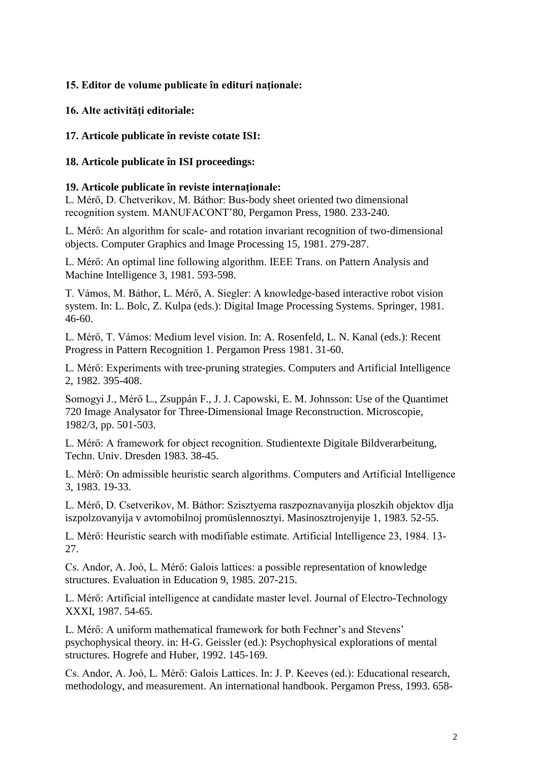**15. Editor de volume publicate în edituri naționale:**

**16. Alte activități editoriale:**

**17. Articole publicate în reviste cotate ISI:**

**18. Articole publicate în ISI proceedings:**

**19. Articole publicate în reviste internaționale:**

L. Mérő, D. Chetverikov, M. Báthor: Bus-body sheet oriented two dimensional recognition system. MANUFACONT'80, Pergamon Press, 1980. 233-240.

L. Mérő: An algorithm for scale- and rotation invariant recognition of two-dimensional objects. Computer Graphics and Image Processing 15, 1981. 279-287.

L. Mérő: An optimal line following algorithm. IEEE Trans. on Pattern Analysis and Machine Intelligence 3, 1981. 593-598.

T. Vámos, M. Báthor, L. Mérő, A. Siegler: A knowledge-based interactive robot vision system. In: L. Bolc, Z. Kulpa (eds.): Digital Image Processing Systems. Springer, 1981. 46-60.

L. Mérő, T. Vámos: Medium level vision. In: A. Rosenfeld, L. N. Kanal (eds.): Recent Progress in Pattern Recognition 1. Pergamon Press 1981. 31-60.

L. Mérő: Experiments with tree-pruning strategies. Computers and Artificial Intelligence 2, 1982. 395-408.

Somogyi J., Mérő L., Zsuppán F., J. J. Capowski, E. M. Johnsson: Use of the Quantimet 720 Image Analysator for Three-Dimensional Image Reconstruction. Microscopie, 1982/3, pp. 501-503.

L. Mérő: A framework for object recognition. Studientexte Digitale Bildverarbeitung, Techn. Univ. Dresden 1983. 38-45.

L. Mérő: On admissible heuristic search algorithms. Computers and Artificial Intelligence 3, 1983. 19-33.

L. Mérő, D. Csetverikov, M. Báthor: Szisztyema raszpoznavanyija ploszkih objektov dlja iszpolzovanyija v avtomobilnoj promüslennosztyi. Masinosztrojenyije 1, 1983. 52-55.

L. Mérő: Heuristic search with modifiable estimate. Artificial Intelligence 23, 1984. 13-27.

Cs. Andor, A. Joó, L. Mérő: Galois lattices: a possible representation of knowledge structures. Evaluation in Education 9, 1985. 207-215.

L. Mérő: Artificial intelligence at candidate master level. Journal of Electro-Technology XXXI, 1987. 54-65.

L. Mérő: A uniform mathematical framework for both Fechner's and Stevens' psychophysical theory. in: H-G. Geissler (ed.): Psychophysical explorations of mental structures. Hogrefe and Huber, 1992. 145-169.

Cs. Andor, A. Joó, L. Mérő: Galois Lattices. In: J. P. Keeves (ed.): Educational research, methodology, and measurement. An international handbook. Pergamon Press, 1993. 658-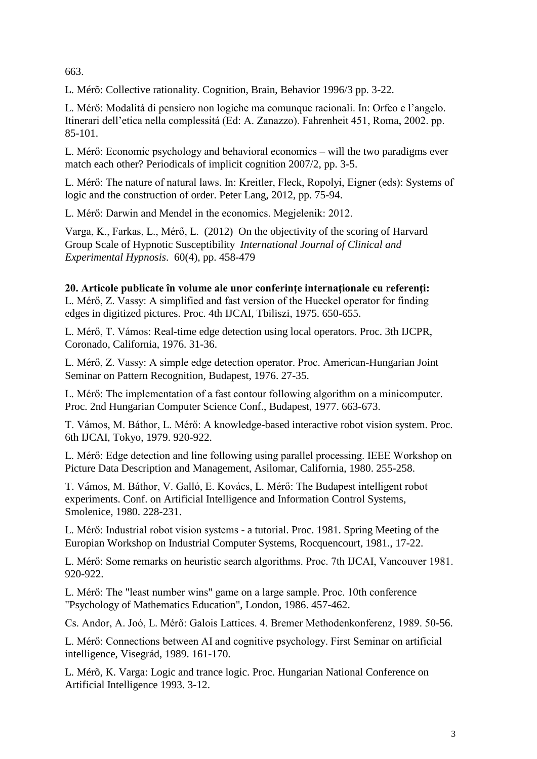663.

L. Mérõ: Collective rationality. Cognition, Brain, Behavior 1996/3 pp. 3-22.

L. Mérő: Modalitá di pensiero non logiche ma comunque racionali. In: Orfeo e l'angelo. Itinerari dell'etica nella complessitá (Ed: A. Zanazzo). Fahrenheit 451, Roma, 2002. pp. 85-101.

L. Mérő: Economic psychology and behavioral economics – will the two paradigms ever match each other? Periodicals of implicit cognition 2007/2, pp. 3-5.

L. Mérő: The nature of natural laws. In: Kreitler, Fleck, Ropolyi, Eigner (eds): Systems of logic and the construction of order. Peter Lang, 2012, pp. 75-94.

L. Mérő: Darwin and Mendel in the economics. Megjelenik: 2012.

Varga, K., Farkas, L., Mérő, L. (2012) On the objectivity of the scoring of Harvard Group Scale of Hypnotic Susceptibility *International Journal of Clinical and Experimental Hypnosis*. 60(4), pp. 458-479

**20. Articole publicate în volume ale unor conferințe internaționale cu referenți:**

L. Mérő, Z. Vassy: A simplified and fast version of the Hueckel operator for finding edges in digitized pictures. Proc. 4th IJCAI, Tbiliszi, 1975. 650-655.

L. Mérő, T. Vámos: Real-time edge detection using local operators. Proc. 3th IJCPR, Coronado, California, 1976. 31-36.

L. Mérő, Z. Vassy: A simple edge detection operator. Proc. American-Hungarian Joint Seminar on Pattern Recognition, Budapest, 1976. 27-35.

L. Mérő: The implementation of a fast contour following algorithm on a minicomputer. Proc. 2nd Hungarian Computer Science Conf., Budapest, 1977. 663-673.

T. Vámos, M. Báthor, L. Mérő: A knowledge-based interactive robot vision system. Proc. 6th IJCAI, Tokyo, 1979. 920-922.

L. Mérő: Edge detection and line following using parallel processing. IEEE Workshop on Picture Data Description and Management, Asilomar, California, 1980. 255-258.

T. Vámos, M. Báthor, V. Galló, E. Kovács, L. Mérő: The Budapest intelligent robot experiments. Conf. on Artificial Intelligence and Information Control Systems, Smolenice, 1980. 228-231.

L. Mérő: Industrial robot vision systems - a tutorial. Proc. 1981. Spring Meeting of the Europian Workshop on Industrial Computer Systems, Rocquencourt, 1981., 17-22.

L. Mérő: Some remarks on heuristic search algorithms. Proc. 7th IJCAI, Vancouver 1981. 920-922.

L. Mérő: The "least number wins" game on a large sample. Proc. 10th conference "Psychology of Mathematics Education", London, 1986. 457-462.

Cs. Andor, A. Joó, L. Mérő: Galois Lattices. 4. Bremer Methodenkonferenz, 1989. 50-56.

L. Mérő: Connections between AI and cognitive psychology. First Seminar on artificial intelligence, Visegrád, 1989. 161-170.

L. Mérõ, K. Varga: Logic and trance logic. Proc. Hungarian National Conference on Artificial Intelligence 1993. 3-12.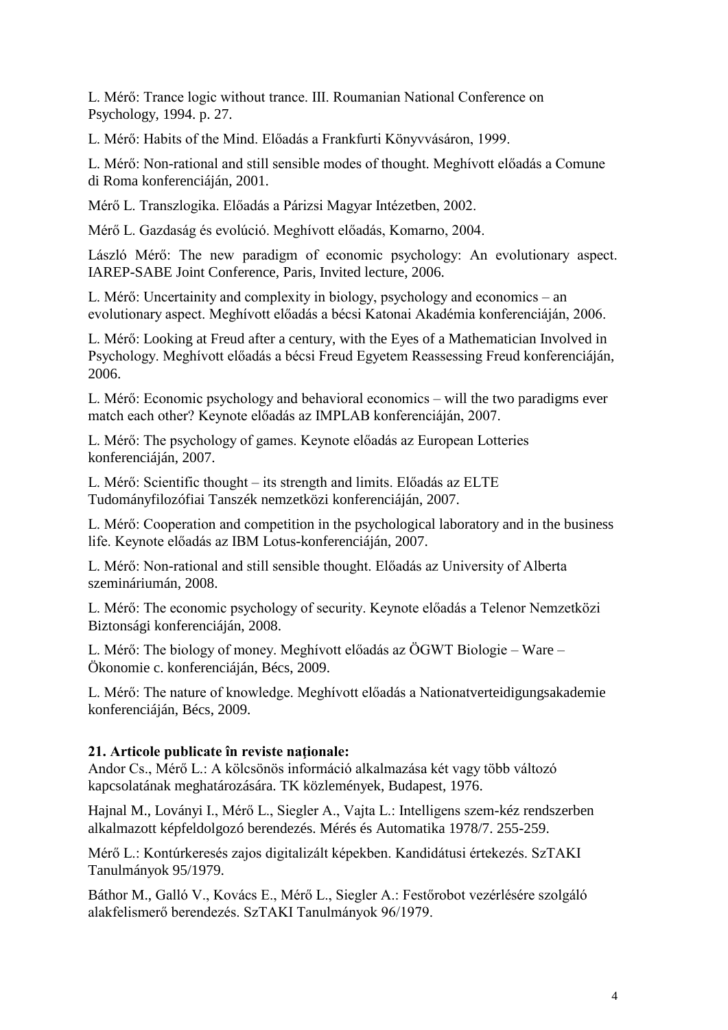L. Mérő: Trance logic without trance. III. Roumanian National Conference on Psychology, 1994. p. 27.

L. Mérő: Habits of the Mind. Előadás a Frankfurti Könyvvásáron, 1999.

L. Mérő: Non-rational and still sensible modes of thought. Meghívott előadás a Comune di Roma konferenciáján, 2001.

Mérő L. Transzlogika. Előadás a Párizsi Magyar Intézetben, 2002.

Mérő L. Gazdaság és evolúció. Meghívott előadás, Komarno, 2004.

László Mérő: The new paradigm of economic psychology: An evolutionary aspect. IAREP-SABE Joint Conference, Paris, Invited lecture, 2006.

L. Mérő: Uncertainity and complexity in biology, psychology and economics – an evolutionary aspect. Meghívott előadás a bécsi Katonai Akadémia konferenciáján, 2006.

L. Mérő: Looking at Freud after a century, with the Eyes of a Mathematician Involved in Psychology. Meghívott előadás a bécsi Freud Egyetem Reassessing Freud konferenciáján, 2006.

L. Mérő: Economic psychology and behavioral economics – will the two paradigms ever match each other? Keynote előadás az IMPLAB konferenciáján, 2007.

L. Mérő: The psychology of games. Keynote előadás az European Lotteries konferenciáján, 2007.

L. Mérő: Scientific thought – its strength and limits. Előadás az ELTE Tudományfilozófiai Tanszék nemzetközi konferenciáján, 2007.

L. Mérő: Cooperation and competition in the psychological laboratory and in the business life. Keynote előadás az IBM Lotus-konferenciáján, 2007.

L. Mérő: Non-rational and still sensible thought. Előadás az University of Alberta szemináriumán, 2008.

L. Mérő: The economic psychology of security. Keynote előadás a Telenor Nemzetközi Biztonsági konferenciáján, 2008.

L. Mérő: The biology of money. Meghívott előadás az ÖGWT Biologie – Ware – Ökonomie c. konferenciáján, Bécs, 2009.

L. Mérő: The nature of knowledge. Meghívott előadás a Nationatverteidigungsakademie konferenciáján, Bécs, 2009.

**21. Articole publicate în reviste naţionale:**

Andor Cs., Mérő L.: A kölcsönös információ alkalmazása két vagy több változó kapcsolatának meghatározására. TK közlemények, Budapest, 1976.

Hajnal M., Loványi I., Mérő L., Siegler A., Vajta L.: Intelligens szem-kéz rendszerben alkalmazott képfeldolgozó berendezés. Mérés és Automatika 1978/7. 255-259.

Mérő L.: Kontúrkeresés zajos digitalizált képekben. Kandidátusi értekezés. SzTAKI Tanulmányok 95/1979.

Báthor M., Galló V., Kovács E., Mérő L., Siegler A.: Festőrobot vezérlésére szolgáló alakfelismerő berendezés. SzTAKI Tanulmányok 96/1979.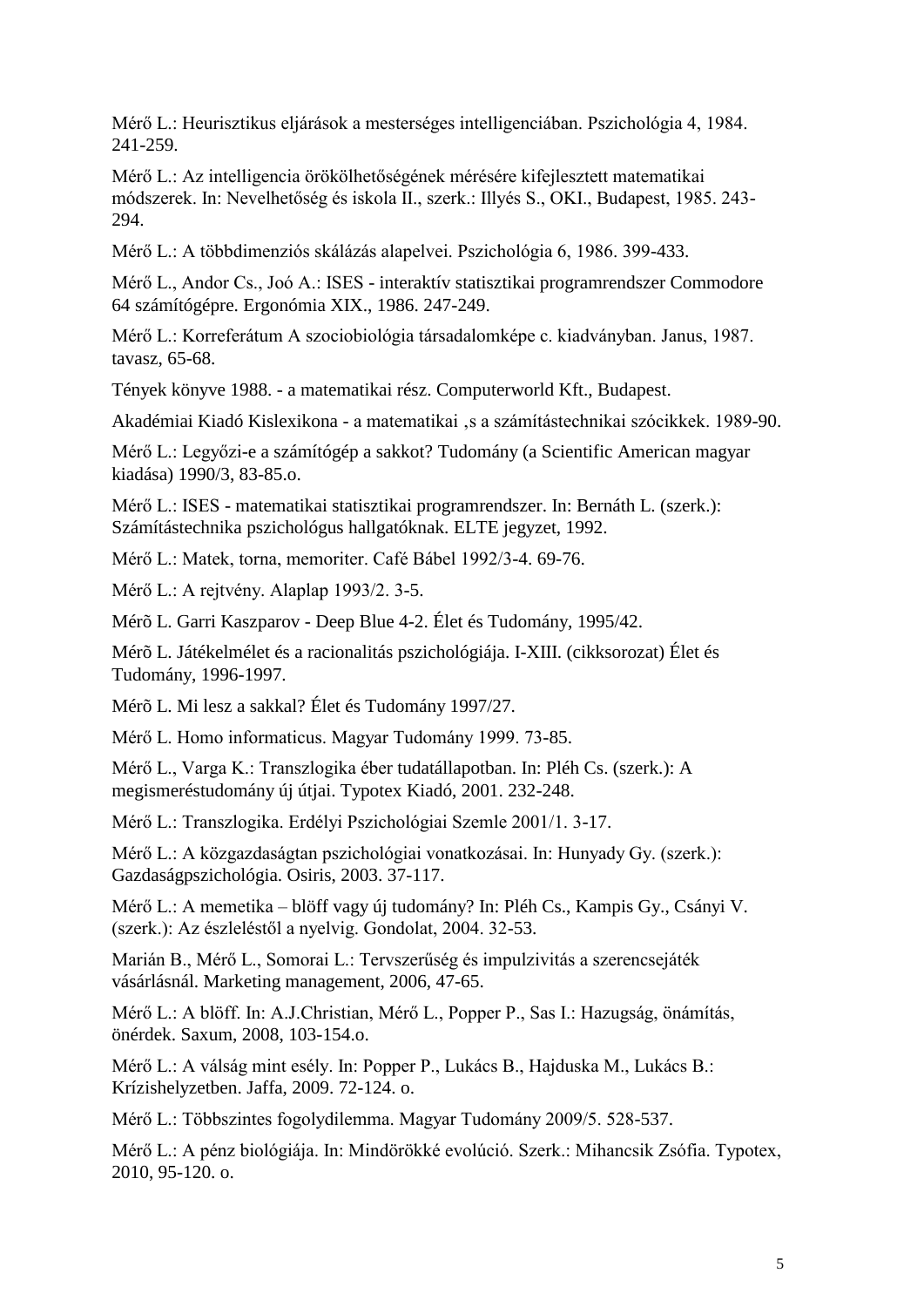Mérő L.: Heurisztikus eljárások a mesterséges intelligenciában. Pszichológia 4, 1984. 241-259.

Mérő L.: Az intelligencia örökölhetőségének mérésére kifejlesztett matematikai módszerek. In: Nevelhetőség és iskola II., szerk.: Illyés S., OKI., Budapest, 1985. 243-294.

Mérő L.: A többdimenziós skálázás alapelvei. Pszichológia 6, 1986. 399-433.

Mérő L., Andor Cs., Joó A.: ISES - interaktív statisztikai programrendszer Commodore 64 számítógépre. Ergonómia XIX., 1986. 247-249.

Mérő L.: Korreferátum A szociobiológia társadalomképe c. kiadványban. Janus, 1987. tavasz, 65-68.

Tények könyve 1988. - a matematikai rész. Computerworld Kft., Budapest.

Akadémiai Kiadó Kislexikona - a matematikai ,s a számítástechnikai szócikkek. 1989-90.

Mérő L.: Legyőzi-e a számítógép a sakkot? Tudomány (a Scientific American magyar kiadása) 1990/3, 83-85.o.

Mérő L.: ISES - matematikai statisztikai programrendszer. In: Bernáth L. (szerk.): Számítástechnika pszichológus hallgatóknak. ELTE jegyzet, 1992.

Mérő L.: Matek, torna, memoriter. Café Bábel 1992/3-4. 69-76.

Mérő L.: A rejtvény. Alaplap 1993/2. 3-5.

Mérõ L. Garri Kaszparov - Deep Blue 4-2. Élet és Tudomány, 1995/42.

Mérõ L. Játékelmélet és a racionalitás pszichológiája. I-XIII. (cikksorozat) Élet és Tudomány, 1996-1997.

Mérõ L. Mi lesz a sakkal? Élet és Tudomány 1997/27.

Mérő L. Homo informaticus. Magyar Tudomány 1999. 73-85.

Mérő L., Varga K.: Transzlogika éber tudatállapotban. In: Pléh Cs. (szerk.): A megismeréstudomány új útjai. Typotex Kiadó, 2001. 232-248.

Mérő L.: Transzlogika. Erdélyi Pszichológiai Szemle 2001/1. 3-17.

Mérő L.: A közgazdaságtan pszichológiai vonatkozásai. In: Hunyady Gy. (szerk.): Gazdaságpszichológia. Osiris, 2003. 37-117.

Mérő L.: A memetika – blöff vagy új tudomány? In: Pléh Cs., Kampis Gy., Csányi V. (szerk.): Az észleléstől a nyelvig. Gondolat, 2004. 32-53.

Marián B., Mérő L., Somorai L.: Tervszerűség és impulzivitás a szerencsejáték vásárlásnál. Marketing management, 2006, 47-65.

Mérő L.: A blöff. In: A.J.Christian, Mérő L., Popper P., Sas I.: Hazugság, önámítás, önérdek. Saxum, 2008, 103-154.o.

Mérő L.: A válság mint esély. In: Popper P., Lukács B., Hajduska M., Lukács B.: Krízishelyzetben. Jaffa, 2009. 72-124. o.

Mérő L.: Többszintes fogolydilemma. Magyar Tudomány 2009/5. 528-537.

Mérő L.: A pénz biológiája. In: Mindörökké evolúció. Szerk.: Mihancsik Zsófia. Typotex, 2010, 95-120. o.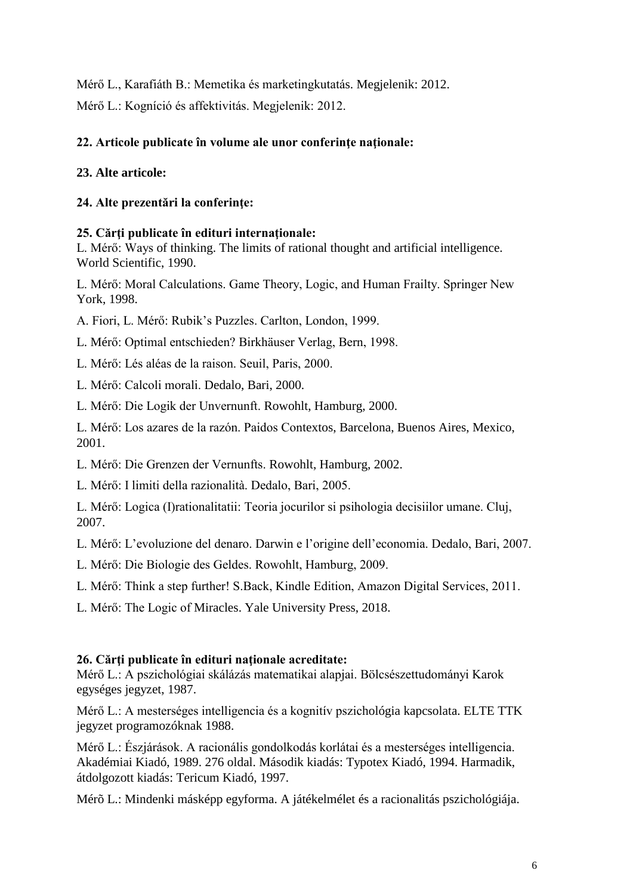Mérő L., Karafiáth B.: Memetika és marketingkutatás. Megjelenik: 2012.

Mérő L.: Kogníció és affektivitás. Megjelenik: 2012.

**22. Articole publicate în volume ale unor conferințe naționale:**

**23. Alte articole:**

**24. Alte prezentări la conferinţe:**

**25. Cărţi publicate în edituri internaţionale:**
L. Mérő: Ways of thinking. The limits of rational thought and artificial intelligence. World Scientific, 1990.

L. Mérő: Moral Calculations. Game Theory, Logic, and Human Frailty. Springer New York, 1998.

A. Fiori, L. Mérő: Rubik's Puzzles. Carlton, London, 1999.

L. Mérő: Optimal entschieden? Birkhäuser Verlag, Bern, 1998.

L. Mérő: Lés aléas de la raison. Seuil, Paris, 2000.

L. Mérő: Calcoli morali. Dedalo, Bari, 2000.

L. Mérő: Die Logik der Unvernunft. Rowohlt, Hamburg, 2000.

L. Mérő: Los azares de la razón. Paidos Contextos, Barcelona, Buenos Aires, Mexico, 2001.

L. Mérő: Die Grenzen der Vernunfts. Rowohlt, Hamburg, 2002.

L. Mérő: I limiti della razionalità. Dedalo, Bari, 2005.

L. Mérő: Logica (I)rationalitatii: Teoria jocurilor si psihologia decisiilor umane. Cluj, 2007.

L. Mérő: L'evoluzione del denaro. Darwin e l'origine dell'economia. Dedalo, Bari, 2007.

L. Mérő: Die Biologie des Geldes. Rowohlt, Hamburg, 2009.

L. Mérő: Think a step further! S.Back, Kindle Edition, Amazon Digital Services, 2011.

L. Mérő: The Logic of Miracles. Yale University Press, 2018.

**26. Cărţi publicate în edituri naţionale acreditate:**
Mérő L.: A pszichológiai skálázás matematikai alapjai. Bölcsészettudományi Karok egységes jegyzet, 1987.

Mérő L.: A mesterséges intelligencia és a kognitív pszichológia kapcsolata. ELTE TTK jegyzet programozóknak 1988.

Mérő L.: Észjárások. A racionális gondolkodás korlátai és a mesterséges intelligencia. Akadémiai Kiadó, 1989. 276 oldal. Második kiadás: Typotex Kiadó, 1994. Harmadik, átdolgozott kiadás: Tericum Kiadó, 1997.

Mérõ L.: Mindenki másképp egyforma. A játékelmélet és a racionalitás pszichológiája.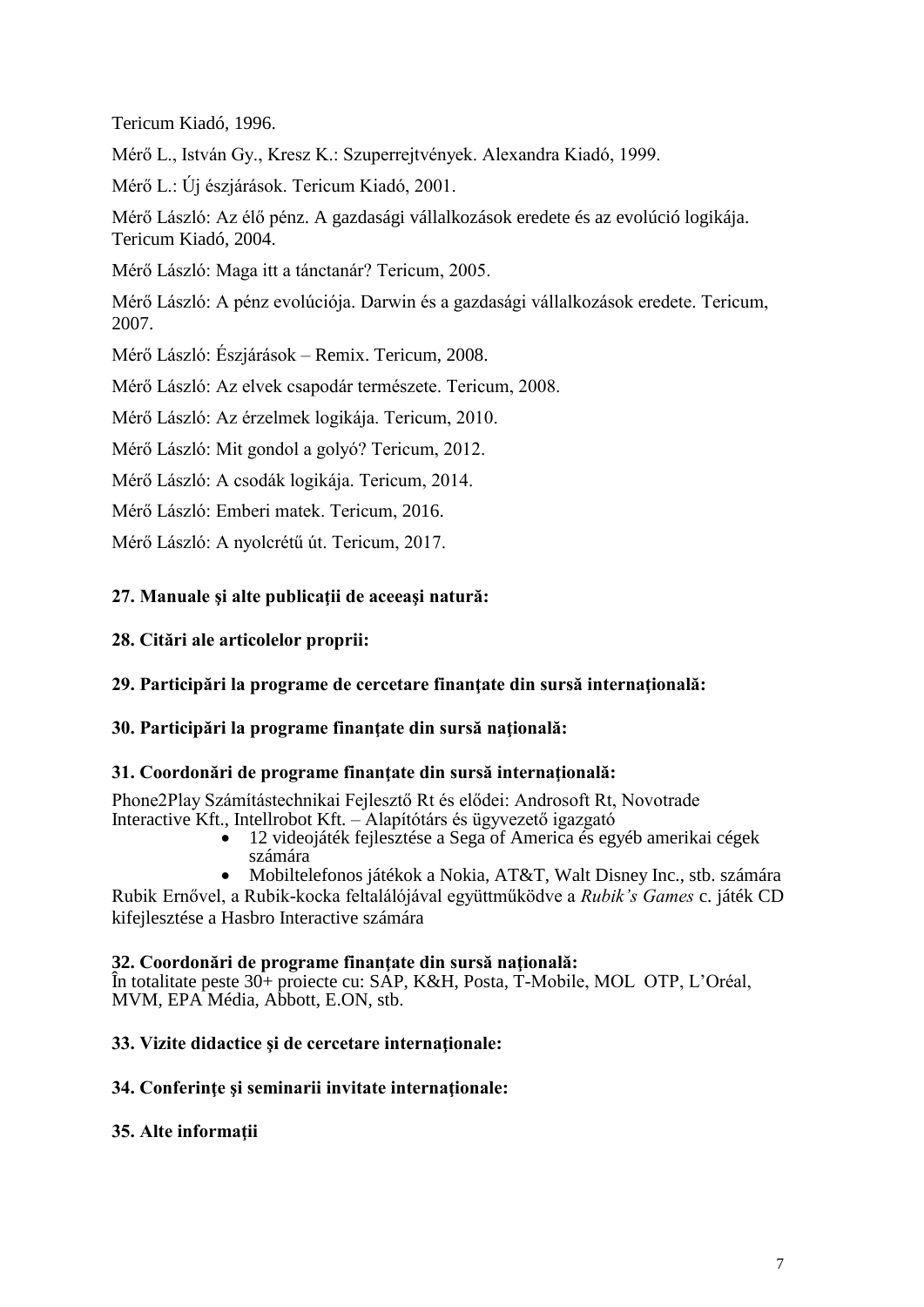Tericum Kiadó, 1996.

Mérő L., István Gy., Kresz K.: Szuperrejtvények. Alexandra Kiadó, 1999.

Mérő L.: Új észjárások. Tericum Kiadó, 2001.

Mérő László: Az élő pénz. A gazdasági vállalkozások eredete és az evolúció logikája. Tericum Kiadó, 2004.

Mérő László: Maga itt a tánctanár? Tericum, 2005.

Mérő László: A pénz evolúciója. Darwin és a gazdasági vállalkozások eredete. Tericum, 2007.

Mérő László: Észjárások – Remix. Tericum, 2008.

Mérő László: Az elvek csapodár természete. Tericum, 2008.

Mérő László: Az érzelmek logikája. Tericum, 2010.

Mérő László: Mit gondol a golyó? Tericum, 2012.

Mérő László: A csodák logikája. Tericum, 2014.

Mérő László: Emberi matek. Tericum, 2016.

Mérő László: A nyolcrétű út. Tericum, 2017.

**27. Manuale şi alte publicaţii de aceeaşi natură:**

**28. Citări ale articolelor proprii:**

**29. Participări la programe de cercetare finanţate din sursă internaţională:**

**30. Participări la programe finanţate din sursă naţională:**

**31. Coordonări de programe finanţate din sursă internaţională:**

Phone2Play Számítástechnikai Fejlesztő Rt és elődei: Androsoft Rt, Novotrade Interactive Kft., Intellrobot Kft. – Alapítótárs és ügyvezető igazgató

- 12 videojáték fejlesztése a Sega of America és egyéb amerikai cégek számára
- Mobiltelefonos játékok a Nokia, AT&T, Walt Disney Inc., stb. számára

Rubik Ernővel, a Rubik-kocka feltalálójával együttműködve a *Rubik's Games* c. játék CD kifejlesztése a Hasbro Interactive számára

**32. Coordonări de programe finanţate din sursă naţională:**
În totalitate peste 30+ proiecte cu: SAP, K&H, Posta, T-Mobile, MOL OTP, L'Oréal, MVM, EPA Média, Abbott, E.ON, stb.

**33. Vizite didactice şi de cercetare internaţionale:**

**34. Conferinţe şi seminarii invitate internaţionale:**

**35. Alte informaţii**